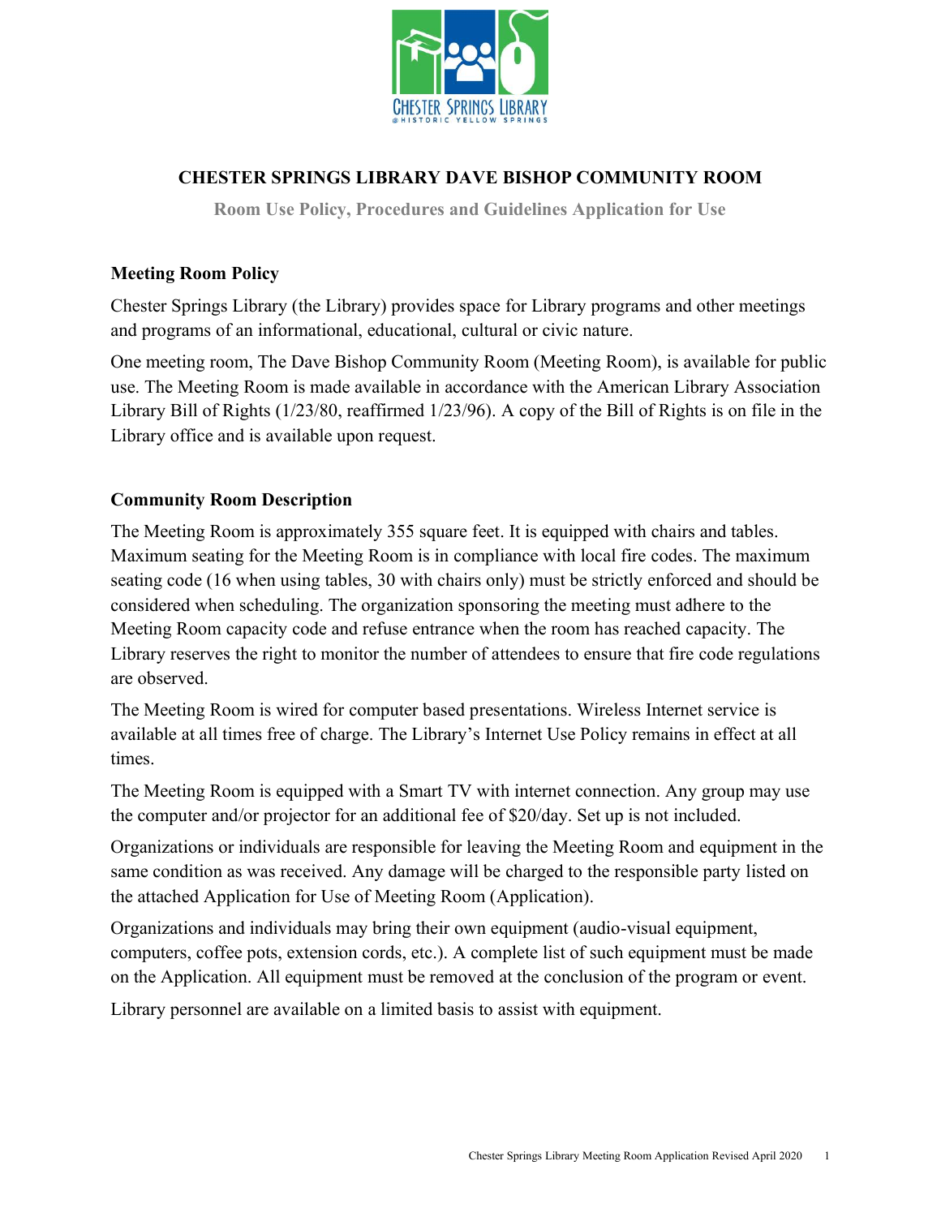# CHESTER SPRINGS LIBRARY DAVE BISHOP COMMUNITY ROOM

**Room Use Policy, Procedures and Guidelines Application for Use**

## Meeting Room Policy

Chester Springs Library (the Library) provides space for Library programs and other meetings and programs of an informational, educational, cultural or civic nature.

One meeting room, The Dave Bishop Community Room (Meeting Room), is available for public use. The Meeting Room is made available in accordance with the American Library Association Library Bill of Rights (1/23/80, reaffirmed 1/23/96). A copy of the Bill of Rights is on file in the Library office and is available upon request.

## Community Room Description

The Meeting Room is approximately 355 square feet. It is equipped with chairs and tables. Maximum seating for the Meeting Room is in compliance with local fire codes. The maximum seating code (16 when using tables, 30 with chairs only) must be strictly enforced and should be considered when scheduling. The organization sponsoring the meeting must adhere to the Meeting Room capacity code and refuse entrance when the room has reached capacity. The Library reserves the right to monitor the number of attendees to ensure that fire code regulations are observed.

The Meeting Room is wired for computer based presentations. Wireless Internet service is available at all times free of charge. The Library's Internet Use Policy remains in effect at all times.

The Meeting Room is equipped with a Smart TV with internet connection. Any group may use the computer and/or projector for an additional fee of $20/day. Set up is not included.

Organizations or individuals are responsible for leaving the Meeting Room and equipment in the same condition as was received. Any damage will be charged to the responsible party listed on the attached Application for Use of Meeting Room (Application).

Organizations and individuals may bring their own equipment (audio-visual equipment, computers, coffee pots, extension cords, etc.). A complete list of such equipment must be made on the Application. All equipment must be removed at the conclusion of the program or event.

Library personnel are available on a limited basis to assist with equipment.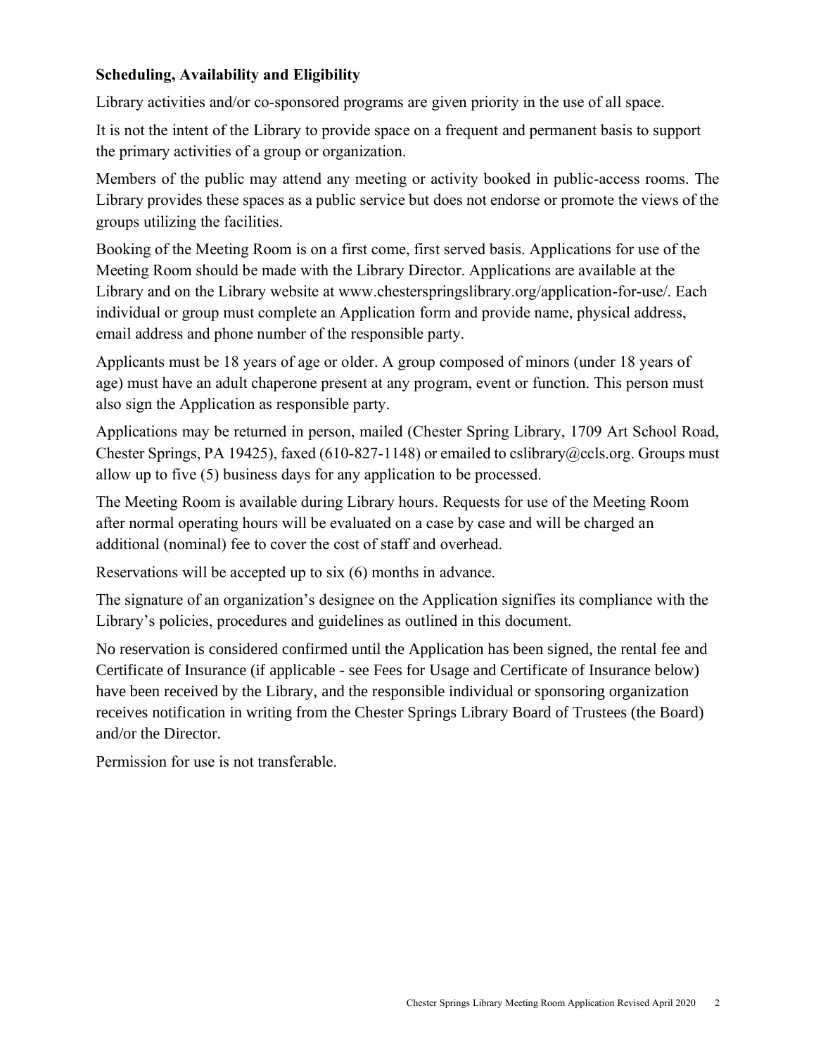**Scheduling, Availability and Eligibility**

Library activities and/or co-sponsored programs are given priority in the use of all space.

It is not the intent of the Library to provide space on a frequent and permanent basis to support the primary activities of a group or organization.

Members of the public may attend any meeting or activity booked in public-access rooms. The Library provides these spaces as a public service but does not endorse or promote the views of the groups utilizing the facilities.

Booking of the Meeting Room is on a first come, first served basis. Applications for use of the Meeting Room should be made with the Library Director. Applications are available at the Library and on the Library website at www.chesterspringslibrary.org/application-for-use/. Each individual or group must complete an Application form and provide name, physical address, email address and phone number of the responsible party.

Applicants must be 18 years of age or older. A group composed of minors (under 18 years of age) must have an adult chaperone present at any program, event or function. This person must also sign the Application as responsible party.

Applications may be returned in person, mailed (Chester Spring Library, 1709 Art School Road, Chester Springs, PA 19425), faxed (610-827-1148) or emailed to cslibrary@ccls.org. Groups must allow up to five (5) business days for any application to be processed.

The Meeting Room is available during Library hours. Requests for use of the Meeting Room after normal operating hours will be evaluated on a case by case and will be charged an additional (nominal) fee to cover the cost of staff and overhead.

Reservations will be accepted up to six (6) months in advance.

The signature of an organization's designee on the Application signifies its compliance with the Library's policies, procedures and guidelines as outlined in this document.

No reservation is considered confirmed until the Application has been signed, the rental fee and Certificate of Insurance (if applicable - see Fees for Usage and Certificate of Insurance below) have been received by the Library, and the responsible individual or sponsoring organization receives notification in writing from the Chester Springs Library Board of Trustees (the Board) and/or the Director.

Permission for use is not transferable.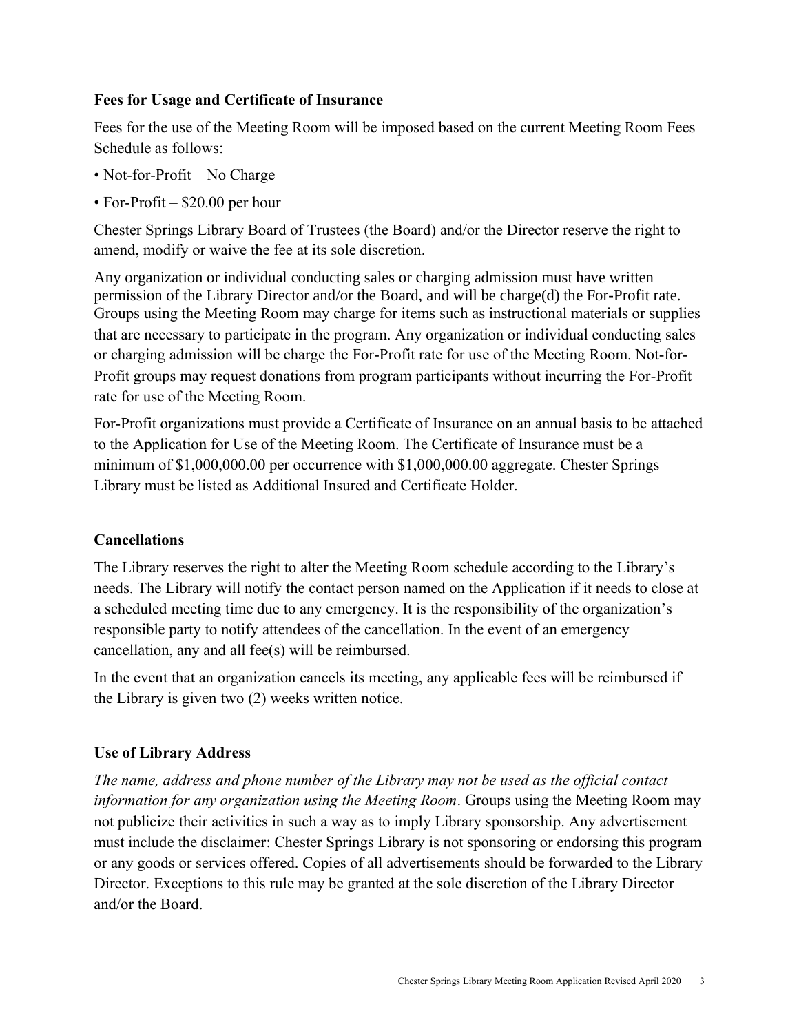### Fees for Usage and Certificate of Insurance

Fees for the use of the Meeting Room will be imposed based on the current Meeting Room Fees Schedule as follows:

- Not-for-Profit – No Charge
- For-Profit – $20.00 per hour

Chester Springs Library Board of Trustees (the Board) and/or the Director reserve the right to amend, modify or waive the fee at its sole discretion.

Any organization or individual conducting sales or charging admission must have written permission of the Library Director and/or the Board, and will be charge(d) the For-Profit rate. Groups using the Meeting Room may charge for items such as instructional materials or supplies that are necessary to participate in the program. Any organization or individual conducting sales or charging admission will be charge the For-Profit rate for use of the Meeting Room. Not-for-Profit groups may request donations from program participants without incurring the For-Profit rate for use of the Meeting Room.

For-Profit organizations must provide a Certificate of Insurance on an annual basis to be attached to the Application for Use of the Meeting Room. The Certificate of Insurance must be a minimum of $1,000,000.00 per occurrence with $1,000,000.00 aggregate. Chester Springs Library must be listed as Additional Insured and Certificate Holder.

### Cancellations

The Library reserves the right to alter the Meeting Room schedule according to the Library's needs. The Library will notify the contact person named on the Application if it needs to close at a scheduled meeting time due to any emergency. It is the responsibility of the organization's responsible party to notify attendees of the cancellation. In the event of an emergency cancellation, any and all fee(s) will be reimbursed.

In the event that an organization cancels its meeting, any applicable fees will be reimbursed if the Library is given two (2) weeks written notice.

### Use of Library Address

*The name, address and phone number of the Library may not be used as the official contact information for any organization using the Meeting Room*. Groups using the Meeting Room may not publicize their activities in such a way as to imply Library sponsorship. Any advertisement must include the disclaimer: Chester Springs Library is not sponsoring or endorsing this program or any goods or services offered. Copies of all advertisements should be forwarded to the Library Director. Exceptions to this rule may be granted at the sole discretion of the Library Director and/or the Board.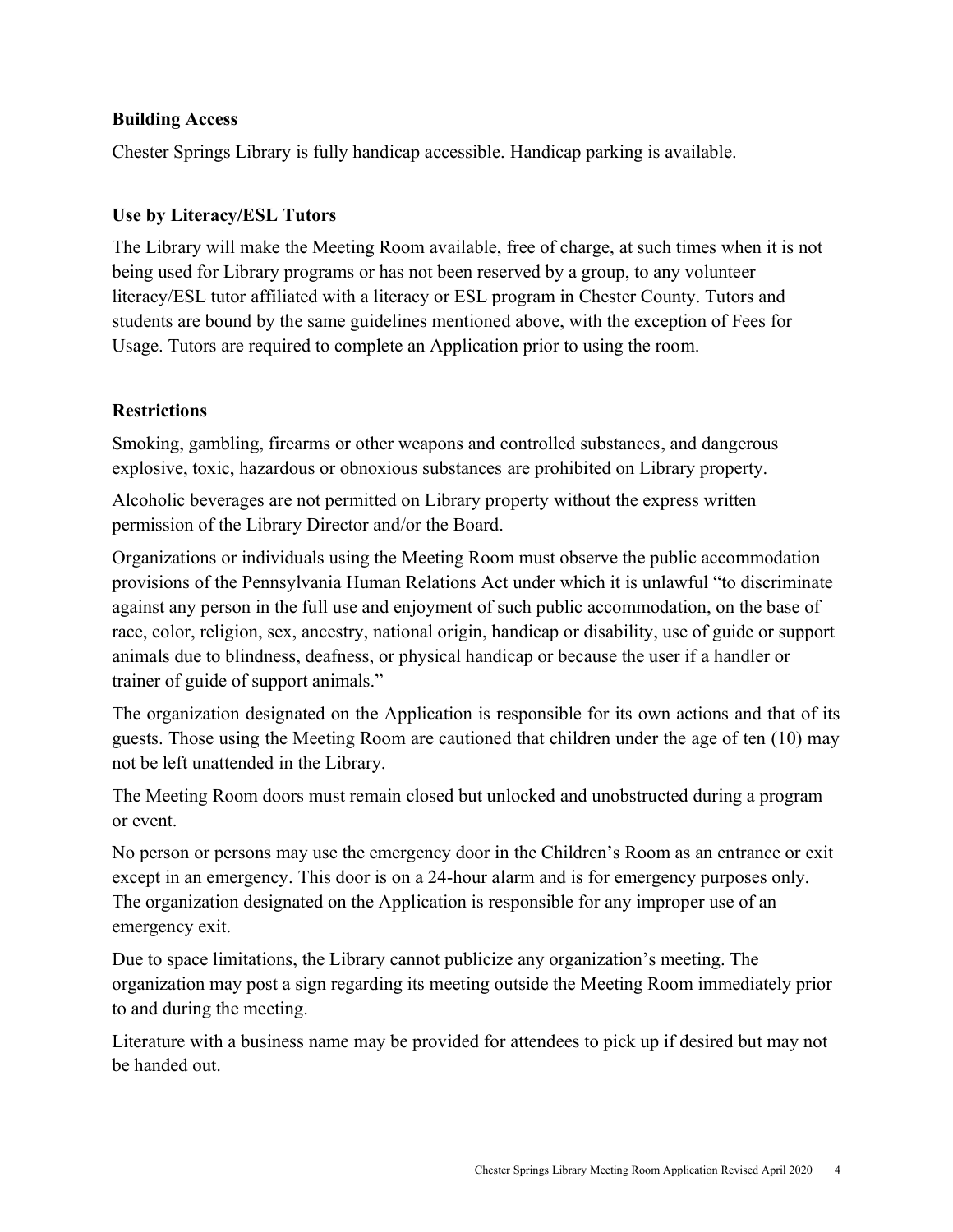**Building Access**

Chester Springs Library is fully handicap accessible. Handicap parking is available.

**Use by Literacy/ESL Tutors**

The Library will make the Meeting Room available, free of charge, at such times when it is not being used for Library programs or has not been reserved by a group, to any volunteer literacy/ESL tutor affiliated with a literacy or ESL program in Chester County. Tutors and students are bound by the same guidelines mentioned above, with the exception of Fees for Usage. Tutors are required to complete an Application prior to using the room.

**Restrictions**

Smoking, gambling, firearms or other weapons and controlled substances, and dangerous explosive, toxic, hazardous or obnoxious substances are prohibited on Library property.

Alcoholic beverages are not permitted on Library property without the express written permission of the Library Director and/or the Board.

Organizations or individuals using the Meeting Room must observe the public accommodation provisions of the Pennsylvania Human Relations Act under which it is unlawful "to discriminate against any person in the full use and enjoyment of such public accommodation, on the base of race, color, religion, sex, ancestry, national origin, handicap or disability, use of guide or support animals due to blindness, deafness, or physical handicap or because the user if a handler or trainer of guide of support animals."

The organization designated on the Application is responsible for its own actions and that of its guests. Those using the Meeting Room are cautioned that children under the age of ten (10) may not be left unattended in the Library.

The Meeting Room doors must remain closed but unlocked and unobstructed during a program or event.

No person or persons may use the emergency door in the Children's Room as an entrance or exit except in an emergency. This door is on a 24-hour alarm and is for emergency purposes only. The organization designated on the Application is responsible for any improper use of an emergency exit.

Due to space limitations, the Library cannot publicize any organization's meeting. The organization may post a sign regarding its meeting outside the Meeting Room immediately prior to and during the meeting.

Literature with a business name may be provided for attendees to pick up if desired but may not be handed out.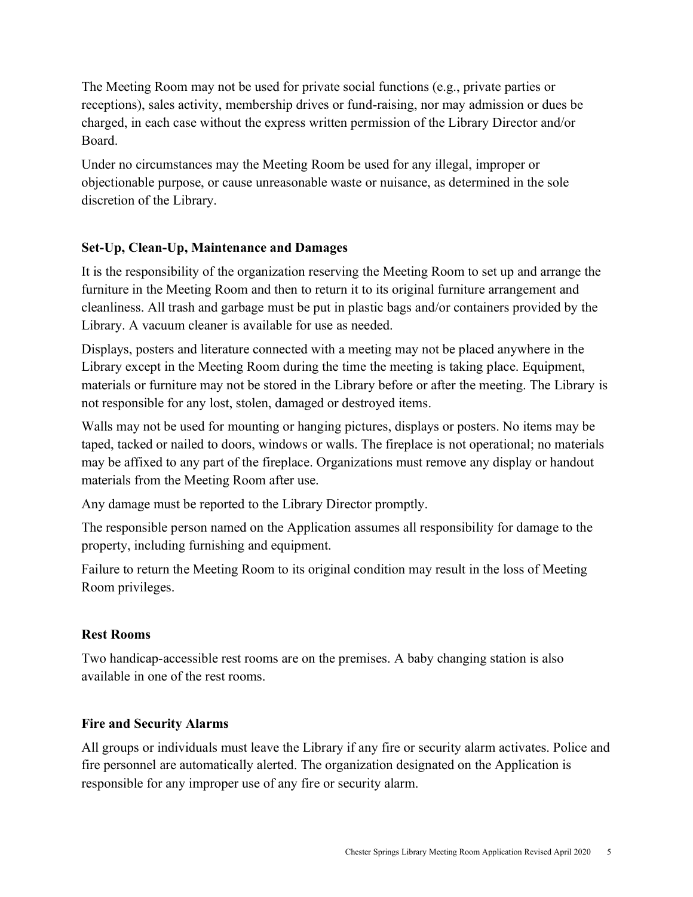The Meeting Room may not be used for private social functions (e.g., private parties or receptions), sales activity, membership drives or fund-raising, nor may admission or dues be charged, in each case without the express written permission of the Library Director and/or Board.

Under no circumstances may the Meeting Room be used for any illegal, improper or objectionable purpose, or cause unreasonable waste or nuisance, as determined in the sole discretion of the Library.

**Set-Up, Clean-Up, Maintenance and Damages**

It is the responsibility of the organization reserving the Meeting Room to set up and arrange the furniture in the Meeting Room and then to return it to its original furniture arrangement and cleanliness. All trash and garbage must be put in plastic bags and/or containers provided by the Library. A vacuum cleaner is available for use as needed.

Displays, posters and literature connected with a meeting may not be placed anywhere in the Library except in the Meeting Room during the time the meeting is taking place. Equipment, materials or furniture may not be stored in the Library before or after the meeting. The Library is not responsible for any lost, stolen, damaged or destroyed items.

Walls may not be used for mounting or hanging pictures, displays or posters. No items may be taped, tacked or nailed to doors, windows or walls. The fireplace is not operational; no materials may be affixed to any part of the fireplace. Organizations must remove any display or handout materials from the Meeting Room after use.

Any damage must be reported to the Library Director promptly.

The responsible person named on the Application assumes all responsibility for damage to the property, including furnishing and equipment.

Failure to return the Meeting Room to its original condition may result in the loss of Meeting Room privileges.

**Rest Rooms**

Two handicap-accessible rest rooms are on the premises. A baby changing station is also available in one of the rest rooms.

**Fire and Security Alarms**

All groups or individuals must leave the Library if any fire or security alarm activates. Police and fire personnel are automatically alerted. The organization designated on the Application is responsible for any improper use of any fire or security alarm.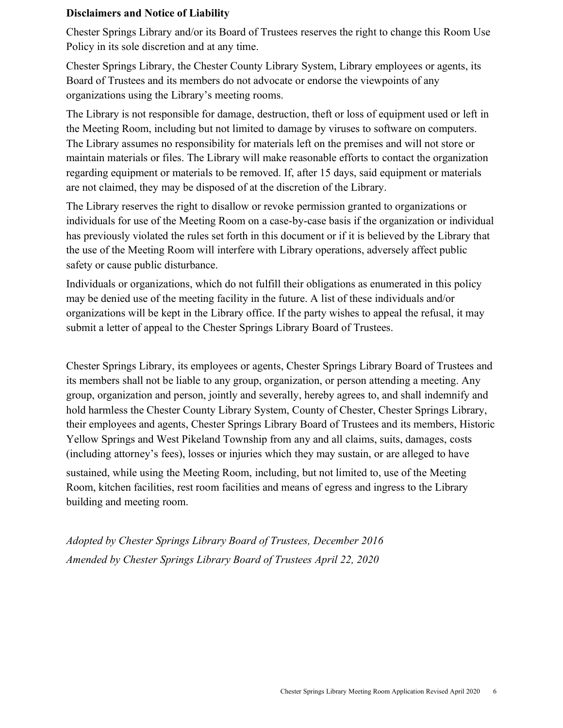**Disclaimers and Notice of Liability**

Chester Springs Library and/or its Board of Trustees reserves the right to change this Room Use Policy in its sole discretion and at any time.

Chester Springs Library, the Chester County Library System, Library employees or agents, its Board of Trustees and its members do not advocate or endorse the viewpoints of any organizations using the Library's meeting rooms.

The Library is not responsible for damage, destruction, theft or loss of equipment used or left in the Meeting Room, including but not limited to damage by viruses to software on computers. The Library assumes no responsibility for materials left on the premises and will not store or maintain materials or files. The Library will make reasonable efforts to contact the organization regarding equipment or materials to be removed. If, after 15 days, said equipment or materials are not claimed, they may be disposed of at the discretion of the Library.

The Library reserves the right to disallow or revoke permission granted to organizations or individuals for use of the Meeting Room on a case-by-case basis if the organization or individual has previously violated the rules set forth in this document or if it is believed by the Library that the use of the Meeting Room will interfere with Library operations, adversely affect public safety or cause public disturbance.

Individuals or organizations, which do not fulfill their obligations as enumerated in this policy may be denied use of the meeting facility in the future. A list of these individuals and/or organizations will be kept in the Library office. If the party wishes to appeal the refusal, it may submit a letter of appeal to the Chester Springs Library Board of Trustees.

Chester Springs Library, its employees or agents, Chester Springs Library Board of Trustees and its members shall not be liable to any group, organization, or person attending a meeting. Any group, organization and person, jointly and severally, hereby agrees to, and shall indemnify and hold harmless the Chester County Library System, County of Chester, Chester Springs Library, their employees and agents, Chester Springs Library Board of Trustees and its members, Historic Yellow Springs and West Pikeland Township from any and all claims, suits, damages, costs (including attorney's fees), losses or injuries which they may sustain, or are alleged to have sustained, while using the Meeting Room, including, but not limited to, use of the Meeting Room, kitchen facilities, rest room facilities and means of egress and ingress to the Library building and meeting room.

*Adopted by Chester Springs Library Board of Trustees, December 2016*
*Amended by Chester Springs Library Board of Trustees April 22, 2020*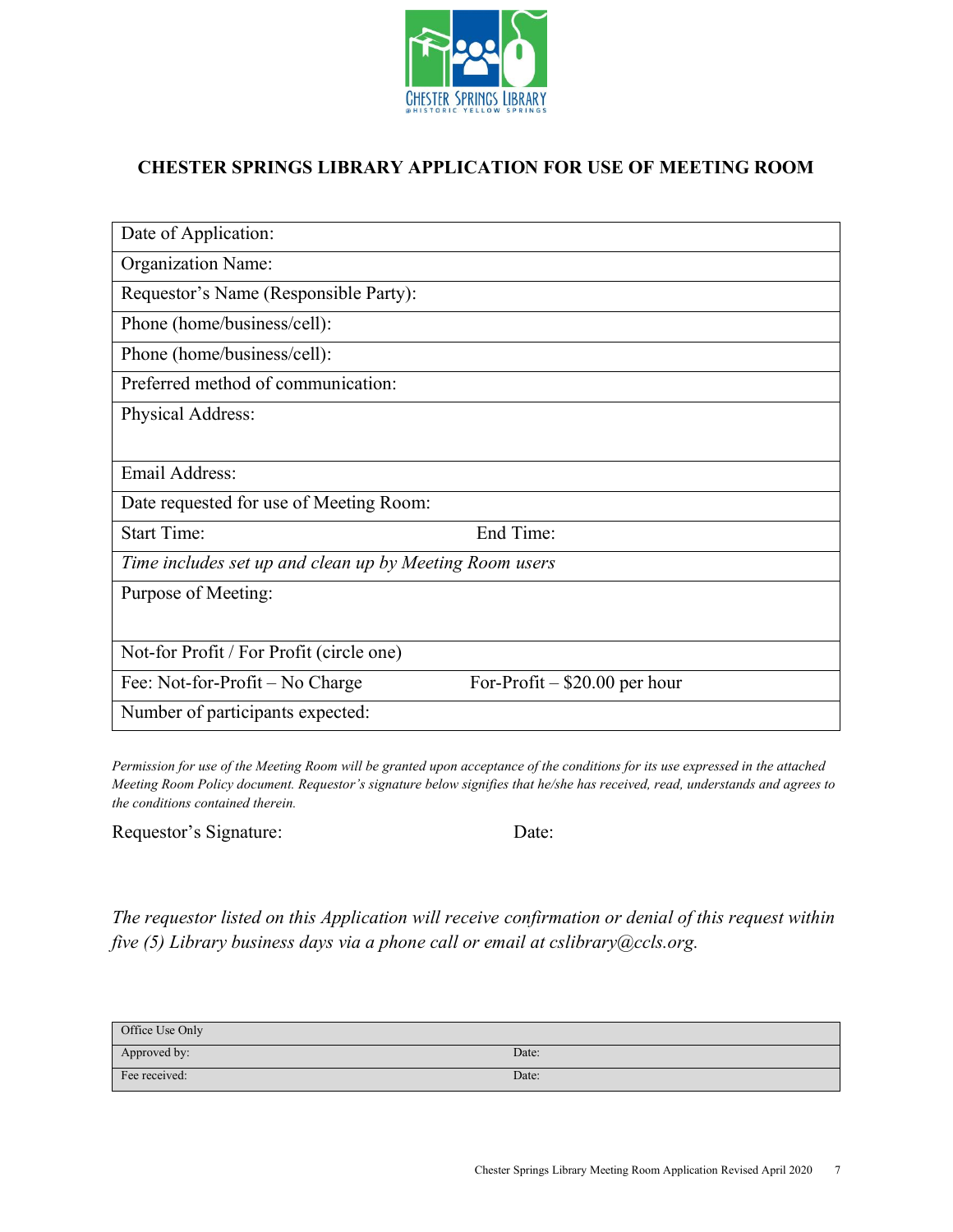# CHESTER SPRINGS LIBRARY APPLICATION FOR USE OF MEETING ROOM

| | |
|---|---|
| Date of Application: | |
| Organization Name: | |
| Requestor's Name (Responsible Party): | |
| Phone (home/business/cell): | |
| Phone (home/business/cell): | |
| Preferred method of communication: | |
| Physical Address: | |
| Email Address: | |
| Date requested for use of Meeting Room: | |
| Start Time: | End Time: |
| *Time includes set up and clean up by Meeting Room users* | |
| Purpose of Meeting: | |
| Not-for Profit / For Profit (circle one) | |
| Fee: Not-for-Profit – No Charge | For-Profit – $20.00 per hour |
| Number of participants expected: | |

*Permission for use of the Meeting Room will be granted upon acceptance of the conditions for its use expressed in the attached Meeting Room Policy document. Requestor's signature below signifies that he/she has received, read, understands and agrees to the conditions contained therein.*

Requestor's Signature: Date:

*The requestor listed on this Application will receive confirmation or denial of this request within five (5) Library business days via a phone call or email at cslibrary@ccls.org.*

| Office Use Only | |
|---|---|
| Approved by: | Date: |
| Fee received: | Date: |

Chester Springs Library Meeting Room Application Revised April 2020